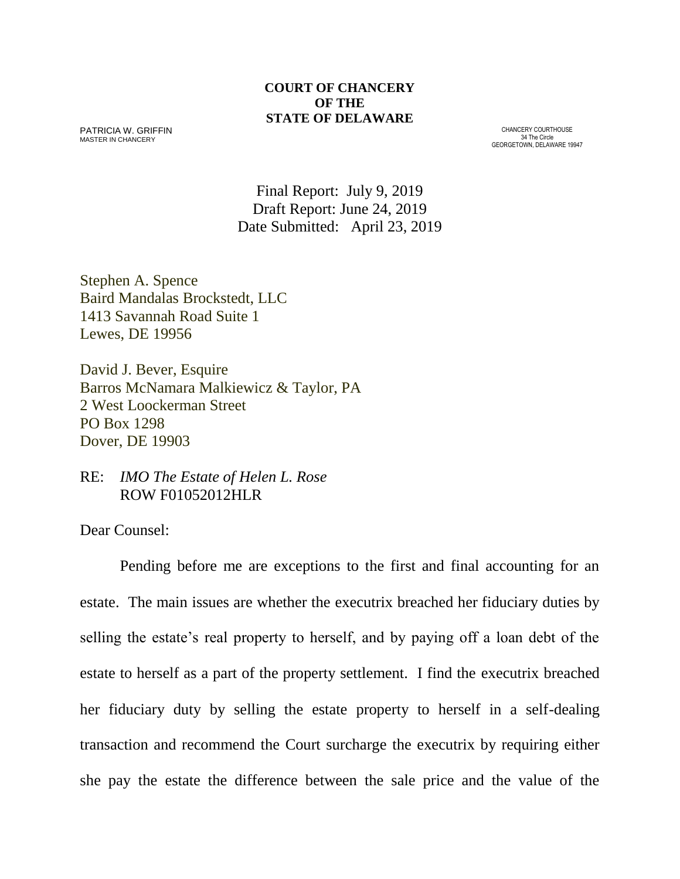**COURT OF CHANCERY**
**OF THE**
**STATE OF DELAWARE**

PATRICIA W. GRIFFIN
MASTER IN CHANCERY

CHANCERY COURTHOUSE
34 The Circle
GEORGETOWN, DELAWARE 19947

Final Report: July 9, 2019
Draft Report: June 24, 2019
Date Submitted: April 23, 2019

Stephen A. Spence
Baird Mandalas Brockstedt, LLC
1413 Savannah Road Suite 1
Lewes, DE 19956

David J. Bever, Esquire
Barros McNamara Malkiewicz & Taylor, PA
2 West Loockerman Street
PO Box 1298
Dover, DE 19903

RE: *IMO The Estate of Helen L. Rose*
ROW F01052012HLR

Dear Counsel:

Pending before me are exceptions to the first and final accounting for an estate. The main issues are whether the executrix breached her fiduciary duties by selling the estate's real property to herself, and by paying off a loan debt of the estate to herself as a part of the property settlement. I find the executrix breached her fiduciary duty by selling the estate property to herself in a self-dealing transaction and recommend the Court surcharge the executrix by requiring either she pay the estate the difference between the sale price and the value of the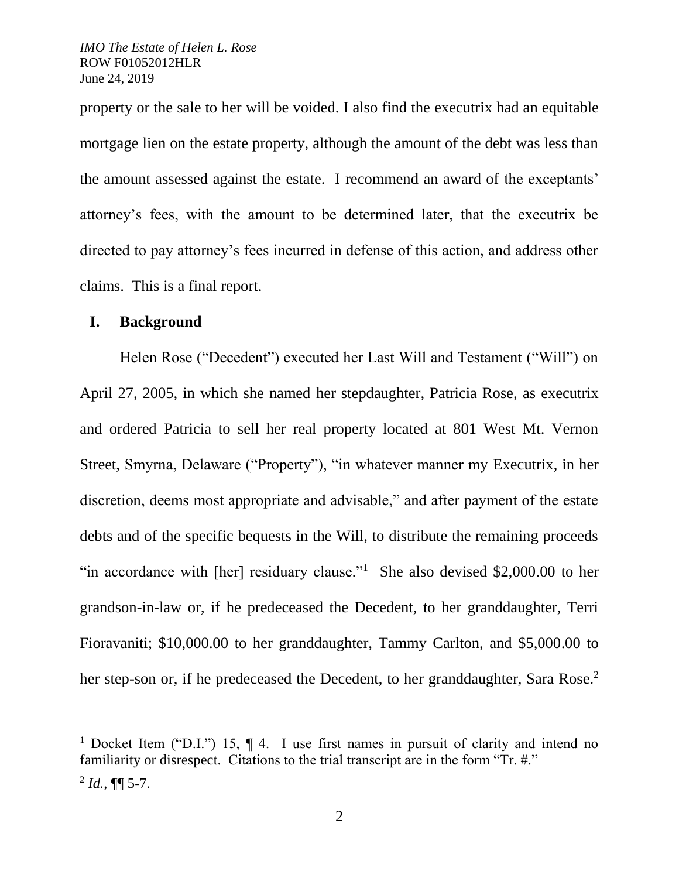property or the sale to her will be voided. I also find the executrix had an equitable mortgage lien on the estate property, although the amount of the debt was less than the amount assessed against the estate. I recommend an award of the exceptants' attorney's fees, with the amount to be determined later, that the executrix be directed to pay attorney's fees incurred in defense of this action, and address other claims. This is a final report.

## I. Background

Helen Rose ("Decedent") executed her Last Will and Testament ("Will") on April 27, 2005, in which she named her stepdaughter, Patricia Rose, as executrix and ordered Patricia to sell her real property located at 801 West Mt. Vernon Street, Smyrna, Delaware ("Property"), "in whatever manner my Executrix, in her discretion, deems most appropriate and advisable," and after payment of the estate debts and of the specific bequests in the Will, to distribute the remaining proceeds "in accordance with [her] residuary clause."[1] She also devised $2,000.00 to her grandson-in-law or, if he predeceased the Decedent, to her granddaughter, Terri Fioravaniti; $10,000.00 to her granddaughter, Tammy Carlton, and $5,000.00 to her step-son or, if he predeceased the Decedent, to her granddaughter, Sara Rose.[2]

---

[1] Docket Item ("D.I.") 15, ¶ 4. I use first names in pursuit of clarity and intend no familiarity or disrespect. Citations to the trial transcript are in the form "Tr. #."

[2] *Id.*, ¶¶ 5-7.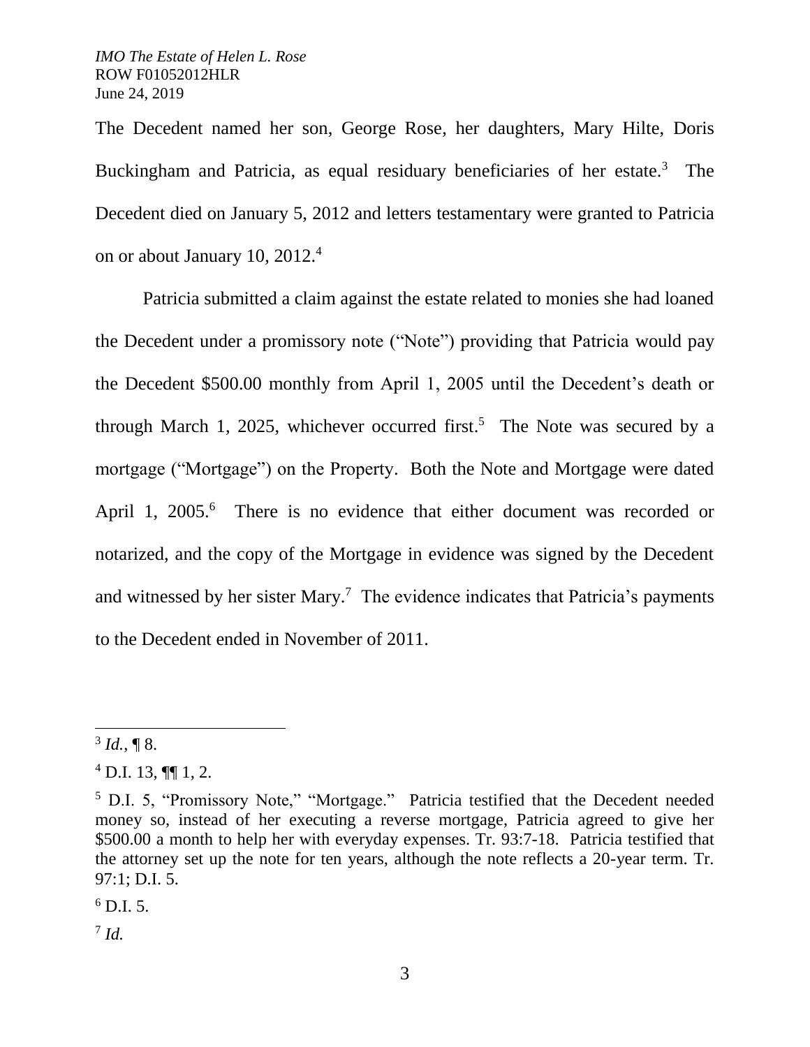The Decedent named her son, George Rose, her daughters, Mary Hilte, Doris Buckingham and Patricia, as equal residuary beneficiaries of her estate.[3] The Decedent died on January 5, 2012 and letters testamentary were granted to Patricia on or about January 10, 2012.[4]

Patricia submitted a claim against the estate related to monies she had loaned the Decedent under a promissory note ("Note") providing that Patricia would pay the Decedent $500.00 monthly from April 1, 2005 until the Decedent's death or through March 1, 2025, whichever occurred first.[5] The Note was secured by a mortgage ("Mortgage") on the Property. Both the Note and Mortgage were dated April 1, 2005.[6] There is no evidence that either document was recorded or notarized, and the copy of the Mortgage in evidence was signed by the Decedent and witnessed by her sister Mary.[7] The evidence indicates that Patricia's payments to the Decedent ended in November of 2011.

---

[3] *Id.*, ¶ 8.

[4] D.I. 13, ¶¶ 1, 2.

[5] D.I. 5, "Promissory Note," "Mortgage." Patricia testified that the Decedent needed money so, instead of her executing a reverse mortgage, Patricia agreed to give her $500.00 a month to help her with everyday expenses. Tr. 93:7-18. Patricia testified that the attorney set up the note for ten years, although the note reflects a 20-year term. Tr. 97:1; D.I. 5.

[6] D.I. 5.

[7] *Id.*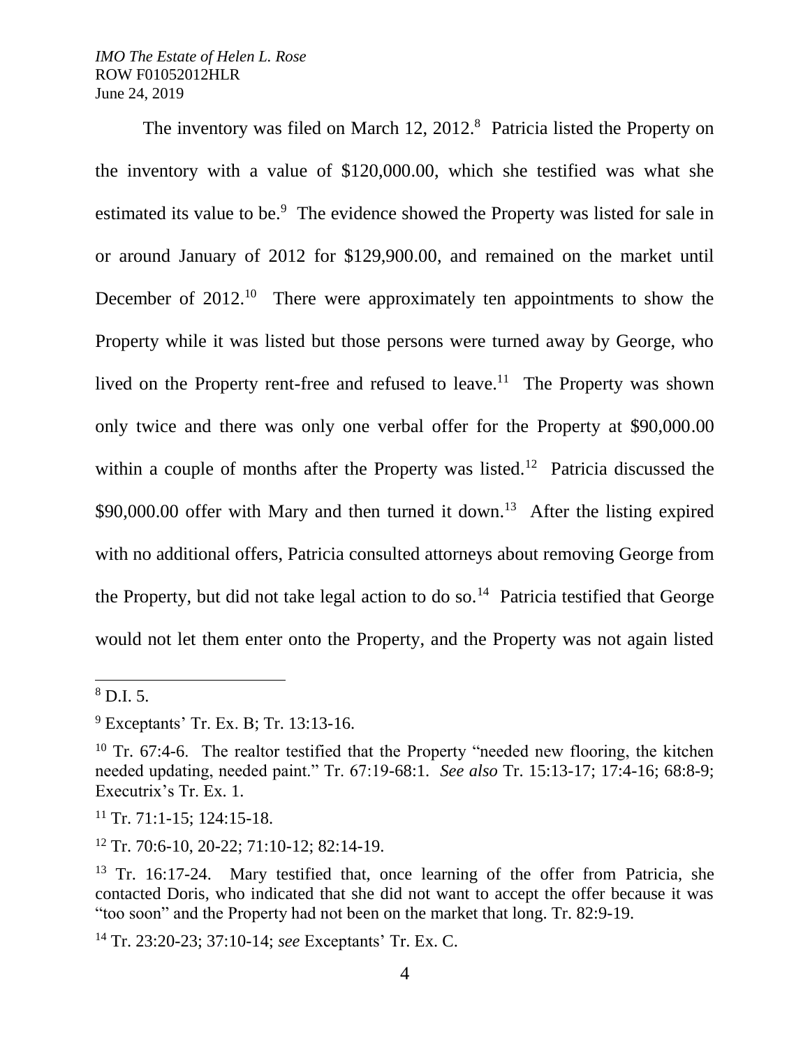The inventory was filed on March 12, 2012.[8] Patricia listed the Property on the inventory with a value of \$120,000.00, which she testified was what she estimated its value to be.[9] The evidence showed the Property was listed for sale in or around January of 2012 for \$129,900.00, and remained on the market until December of 2012.[10] There were approximately ten appointments to show the Property while it was listed but those persons were turned away by George, who lived on the Property rent-free and refused to leave.[11] The Property was shown only twice and there was only one verbal offer for the Property at \$90,000.00 within a couple of months after the Property was listed.[12] Patricia discussed the \$90,000.00 offer with Mary and then turned it down.[13] After the listing expired with no additional offers, Patricia consulted attorneys about removing George from the Property, but did not take legal action to do so.[14] Patricia testified that George would not let them enter onto the Property, and the Property was not again listed

---

[8] D.I. 5.

[9] Exceptants' Tr. Ex. B; Tr. 13:13-16.

[10] Tr. 67:4-6. The realtor testified that the Property "needed new flooring, the kitchen needed updating, needed paint." Tr. 67:19-68:1. *See also* Tr. 15:13-17; 17:4-16; 68:8-9; Executrix's Tr. Ex. 1.

[11] Tr. 71:1-15; 124:15-18.

[12] Tr. 70:6-10, 20-22; 71:10-12; 82:14-19.

[13] Tr. 16:17-24. Mary testified that, once learning of the offer from Patricia, she contacted Doris, who indicated that she did not want to accept the offer because it was "too soon" and the Property had not been on the market that long. Tr. 82:9-19.

[14] Tr. 23:20-23; 37:10-14; *see* Exceptants' Tr. Ex. C.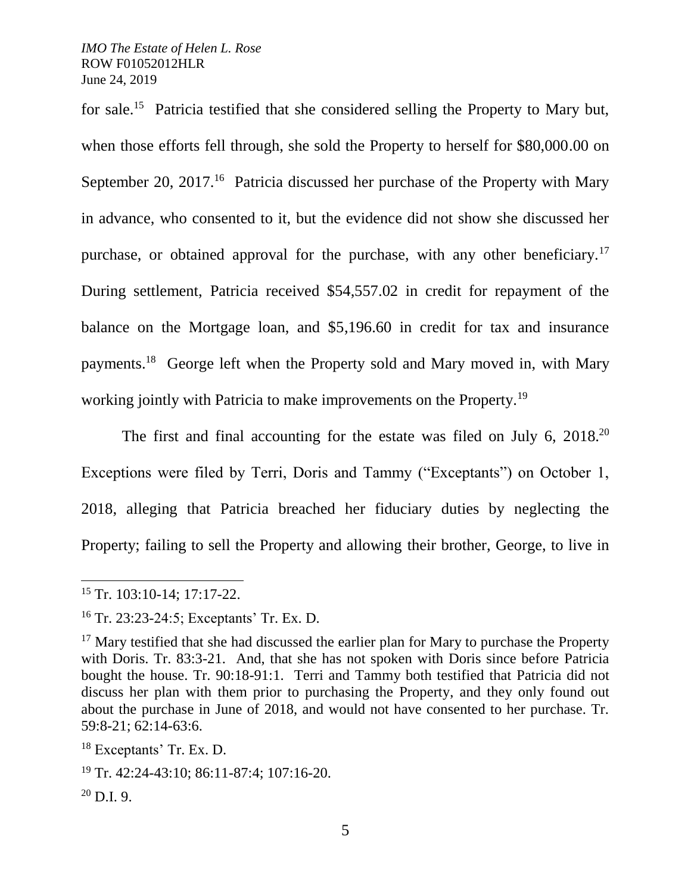for sale.[15] Patricia testified that she considered selling the Property to Mary but, when those efforts fell through, she sold the Property to herself for $80,000.00 on September 20, 2017.[16] Patricia discussed her purchase of the Property with Mary in advance, who consented to it, but the evidence did not show she discussed her purchase, or obtained approval for the purchase, with any other beneficiary.[17] During settlement, Patricia received $54,557.02 in credit for repayment of the balance on the Mortgage loan, and $5,196.60 in credit for tax and insurance payments.[18] George left when the Property sold and Mary moved in, with Mary working jointly with Patricia to make improvements on the Property.[19]

The first and final accounting for the estate was filed on July 6, 2018.[20] Exceptions were filed by Terri, Doris and Tammy ("Exceptants") on October 1, 2018, alleging that Patricia breached her fiduciary duties by neglecting the Property; failing to sell the Property and allowing their brother, George, to live in

---

[15] Tr. 103:10-14; 17:17-22.

[16] Tr. 23:23-24:5; Exceptants' Tr. Ex. D.

[17] Mary testified that she had discussed the earlier plan for Mary to purchase the Property with Doris. Tr. 83:3-21. And, that she has not spoken with Doris since before Patricia bought the house. Tr. 90:18-91:1. Terri and Tammy both testified that Patricia did not discuss her plan with them prior to purchasing the Property, and they only found out about the purchase in June of 2018, and would not have consented to her purchase. Tr. 59:8-21; 62:14-63:6.

[18] Exceptants' Tr. Ex. D.

[19] Tr. 42:24-43:10; 86:11-87:4; 107:16-20.

[20] D.I. 9.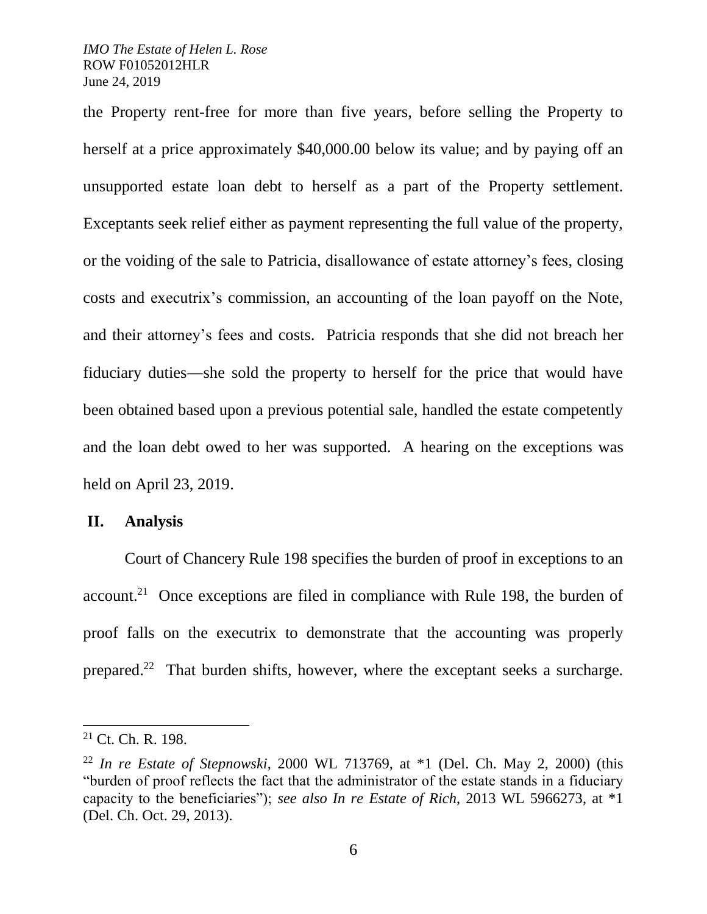the Property rent-free for more than five years, before selling the Property to herself at a price approximately $40,000.00 below its value; and by paying off an unsupported estate loan debt to herself as a part of the Property settlement. Exceptants seek relief either as payment representing the full value of the property, or the voiding of the sale to Patricia, disallowance of estate attorney's fees, closing costs and executrix's commission, an accounting of the loan payoff on the Note, and their attorney's fees and costs. Patricia responds that she did not breach her fiduciary duties—she sold the property to herself for the price that would have been obtained based upon a previous potential sale, handled the estate competently and the loan debt owed to her was supported. A hearing on the exceptions was held on April 23, 2019.

## II. Analysis

Court of Chancery Rule 198 specifies the burden of proof in exceptions to an account.[21] Once exceptions are filed in compliance with Rule 198, the burden of proof falls on the executrix to demonstrate that the accounting was properly prepared.[22] That burden shifts, however, where the exceptant seeks a surcharge.

---

[21] Ct. Ch. R. 198.

[22] *In re Estate of Stepnowski*, 2000 WL 713769, at *1 (Del. Ch. May 2, 2000) (this "burden of proof reflects the fact that the administrator of the estate stands in a fiduciary capacity to the beneficiaries"); *see also In re Estate of Rich*, 2013 WL 5966273, at *1 (Del. Ch. Oct. 29, 2013).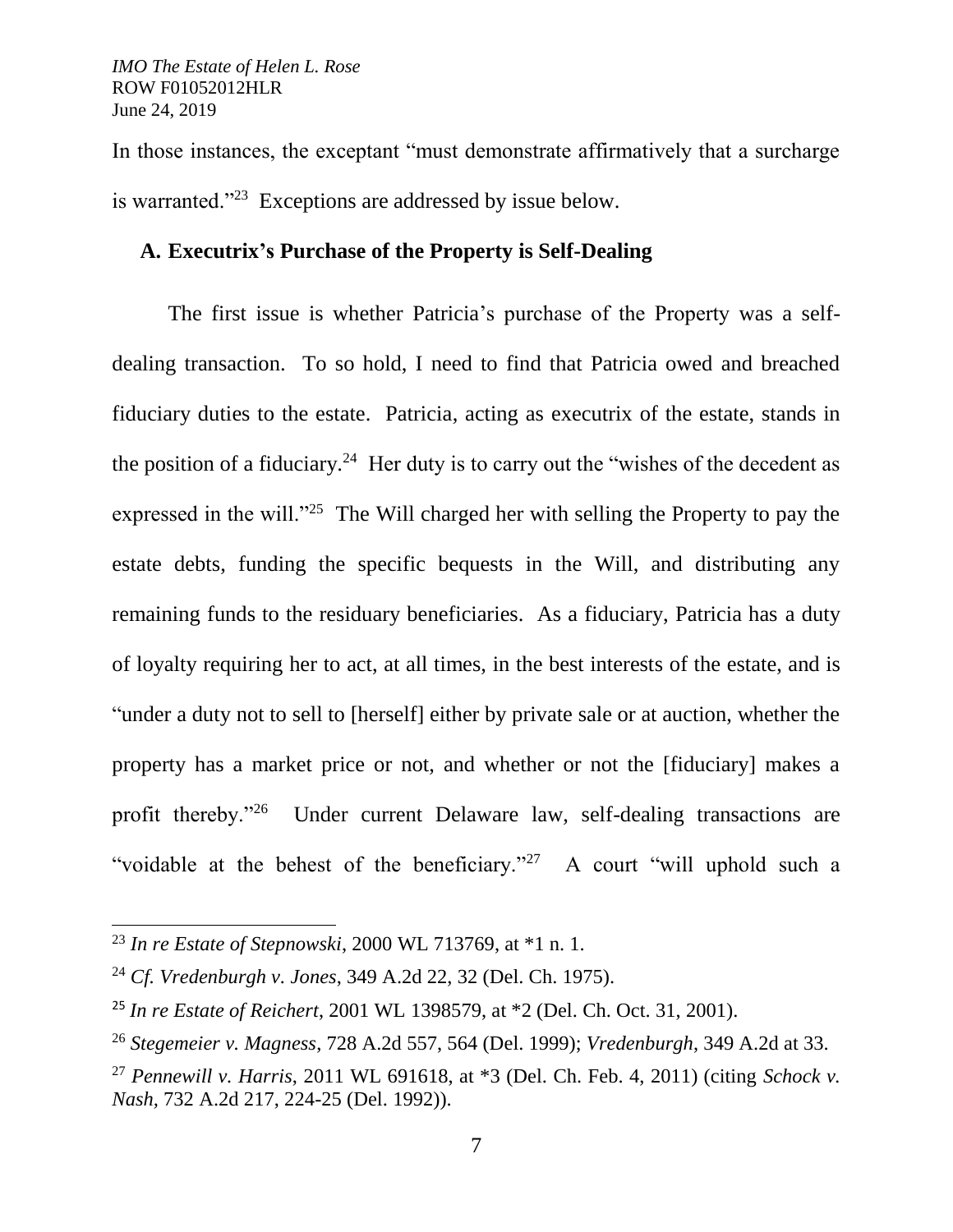In those instances, the exceptant "must demonstrate affirmatively that a surcharge is warranted."[23] Exceptions are addressed by issue below.

### A. Executrix's Purchase of the Property is Self-Dealing

The first issue is whether Patricia's purchase of the Property was a self-dealing transaction. To so hold, I need to find that Patricia owed and breached fiduciary duties to the estate. Patricia, acting as executrix of the estate, stands in the position of a fiduciary.[24] Her duty is to carry out the "wishes of the decedent as expressed in the will."[25] The Will charged her with selling the Property to pay the estate debts, funding the specific bequests in the Will, and distributing any remaining funds to the residuary beneficiaries. As a fiduciary, Patricia has a duty of loyalty requiring her to act, at all times, in the best interests of the estate, and is "under a duty not to sell to [herself] either by private sale or at auction, whether the property has a market price or not, and whether or not the [fiduciary] makes a profit thereby."[26] Under current Delaware law, self-dealing transactions are "voidable at the behest of the beneficiary."[27] A court "will uphold such a

---

[23] *In re Estate of Stepnowski*, 2000 WL 713769, at *1 n. 1.

[24] *Cf. Vredenburgh v. Jones*, 349 A.2d 22, 32 (Del. Ch. 1975).

[25] *In re Estate of Reichert*, 2001 WL 1398579, at *2 (Del. Ch. Oct. 31, 2001).

[26] *Stegemeier v. Magness*, 728 A.2d 557, 564 (Del. 1999); *Vredenburgh*, 349 A.2d at 33.

[27] *Pennewill v. Harris*, 2011 WL 691618, at *3 (Del. Ch. Feb. 4, 2011) (citing *Schock v. Nash*, 732 A.2d 217, 224-25 (Del. 1992)).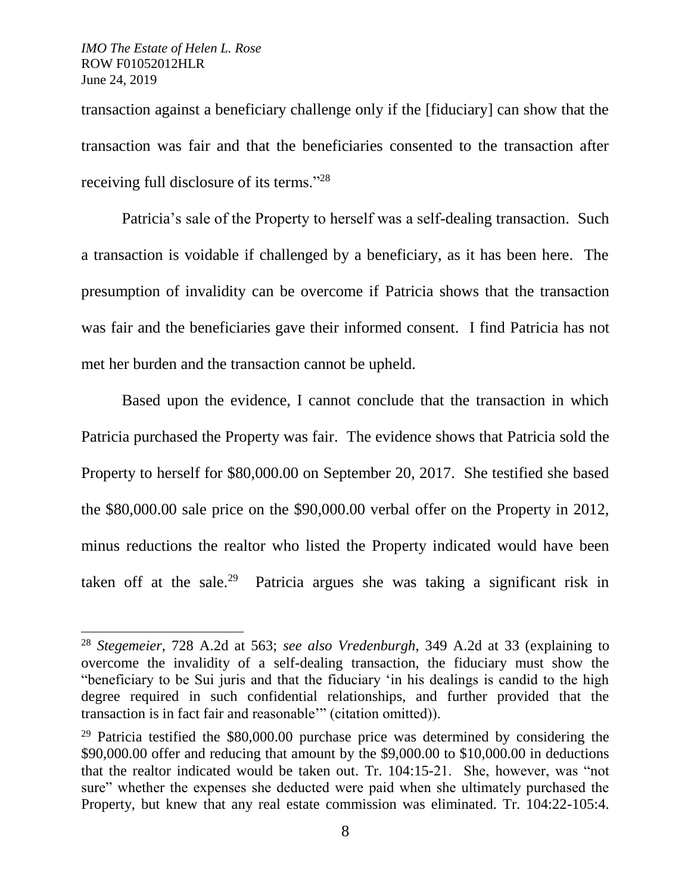transaction against a beneficiary challenge only if the [fiduciary] can show that the transaction was fair and that the beneficiaries consented to the transaction after receiving full disclosure of its terms."[28]

Patricia's sale of the Property to herself was a self-dealing transaction. Such a transaction is voidable if challenged by a beneficiary, as it has been here. The presumption of invalidity can be overcome if Patricia shows that the transaction was fair and the beneficiaries gave their informed consent. I find Patricia has not met her burden and the transaction cannot be upheld.

Based upon the evidence, I cannot conclude that the transaction in which Patricia purchased the Property was fair. The evidence shows that Patricia sold the Property to herself for $80,000.00 on September 20, 2017. She testified she based the $80,000.00 sale price on the $90,000.00 verbal offer on the Property in 2012, minus reductions the realtor who listed the Property indicated would have been taken off at the sale.[29] Patricia argues she was taking a significant risk in

---

[28] *Stegemeier*, 728 A.2d at 563; *see also Vredenburgh*, 349 A.2d at 33 (explaining to overcome the invalidity of a self-dealing transaction, the fiduciary must show the "beneficiary to be Sui juris and that the fiduciary 'in his dealings is candid to the high degree required in such confidential relationships, and further provided that the transaction is in fact fair and reasonable'" (citation omitted)).

[29] Patricia testified the $80,000.00 purchase price was determined by considering the $90,000.00 offer and reducing that amount by the $9,000.00 to $10,000.00 in deductions that the realtor indicated would be taken out. Tr. 104:15-21. She, however, was "not sure" whether the expenses she deducted were paid when she ultimately purchased the Property, but knew that any real estate commission was eliminated. Tr. 104:22-105:4.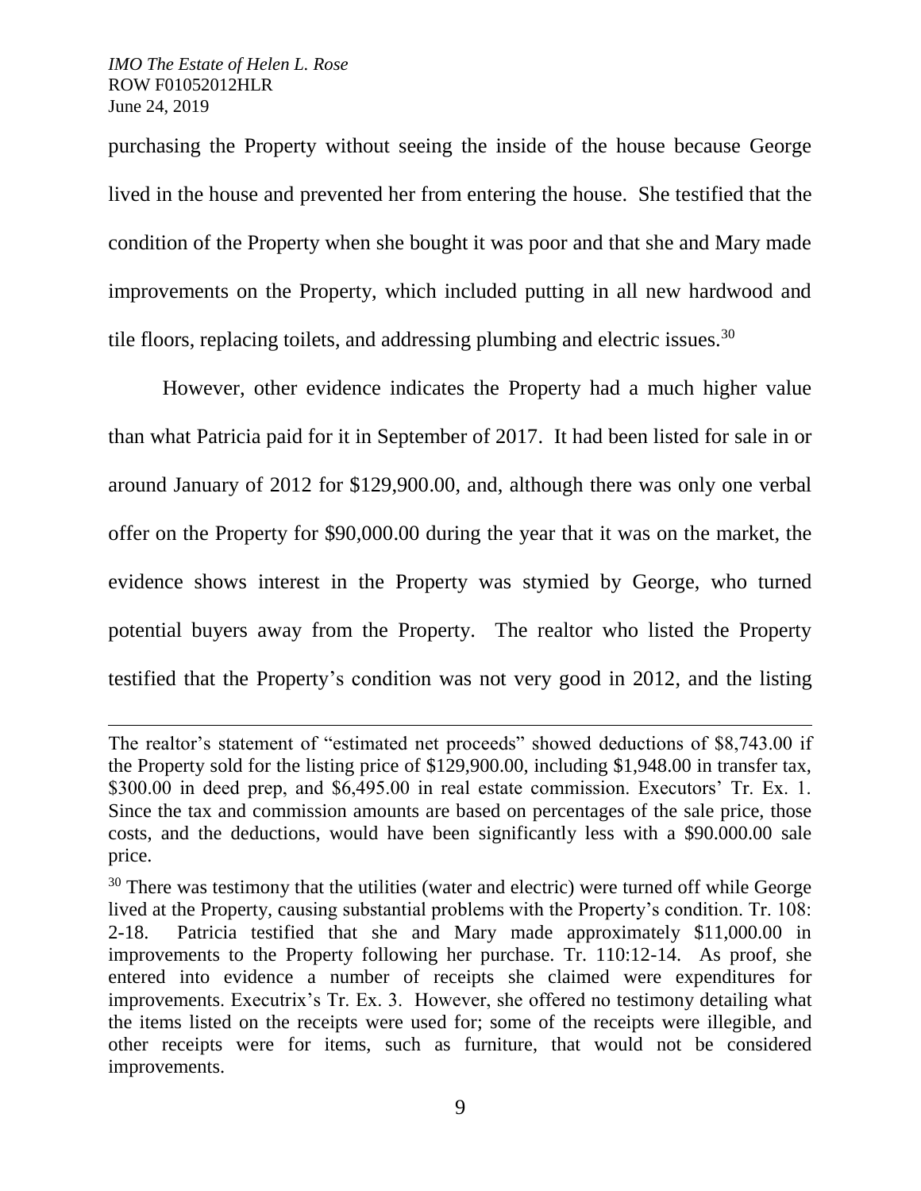purchasing the Property without seeing the inside of the house because George lived in the house and prevented her from entering the house. She testified that the condition of the Property when she bought it was poor and that she and Mary made improvements on the Property, which included putting in all new hardwood and tile floors, replacing toilets, and addressing plumbing and electric issues.[30]

However, other evidence indicates the Property had a much higher value than what Patricia paid for it in September of 2017. It had been listed for sale in or around January of 2012 for $129,900.00, and, although there was only one verbal offer on the Property for $90,000.00 during the year that it was on the market, the evidence shows interest in the Property was stymied by George, who turned potential buyers away from the Property. The realtor who listed the Property testified that the Property's condition was not very good in 2012, and the listing

---

The realtor's statement of "estimated net proceeds" showed deductions of $8,743.00 if the Property sold for the listing price of $129,900.00, including $1,948.00 in transfer tax, $300.00 in deed prep, and $6,495.00 in real estate commission. Executors' Tr. Ex. 1. Since the tax and commission amounts are based on percentages of the sale price, those costs, and the deductions, would have been significantly less with a $90.000.00 sale price.

[30] There was testimony that the utilities (water and electric) were turned off while George lived at the Property, causing substantial problems with the Property's condition. Tr. 108: 2-18. Patricia testified that she and Mary made approximately $11,000.00 in improvements to the Property following her purchase. Tr. 110:12-14. As proof, she entered into evidence a number of receipts she claimed were expenditures for improvements. Executrix's Tr. Ex. 3. However, she offered no testimony detailing what the items listed on the receipts were used for; some of the receipts were illegible, and other receipts were for items, such as furniture, that would not be considered improvements.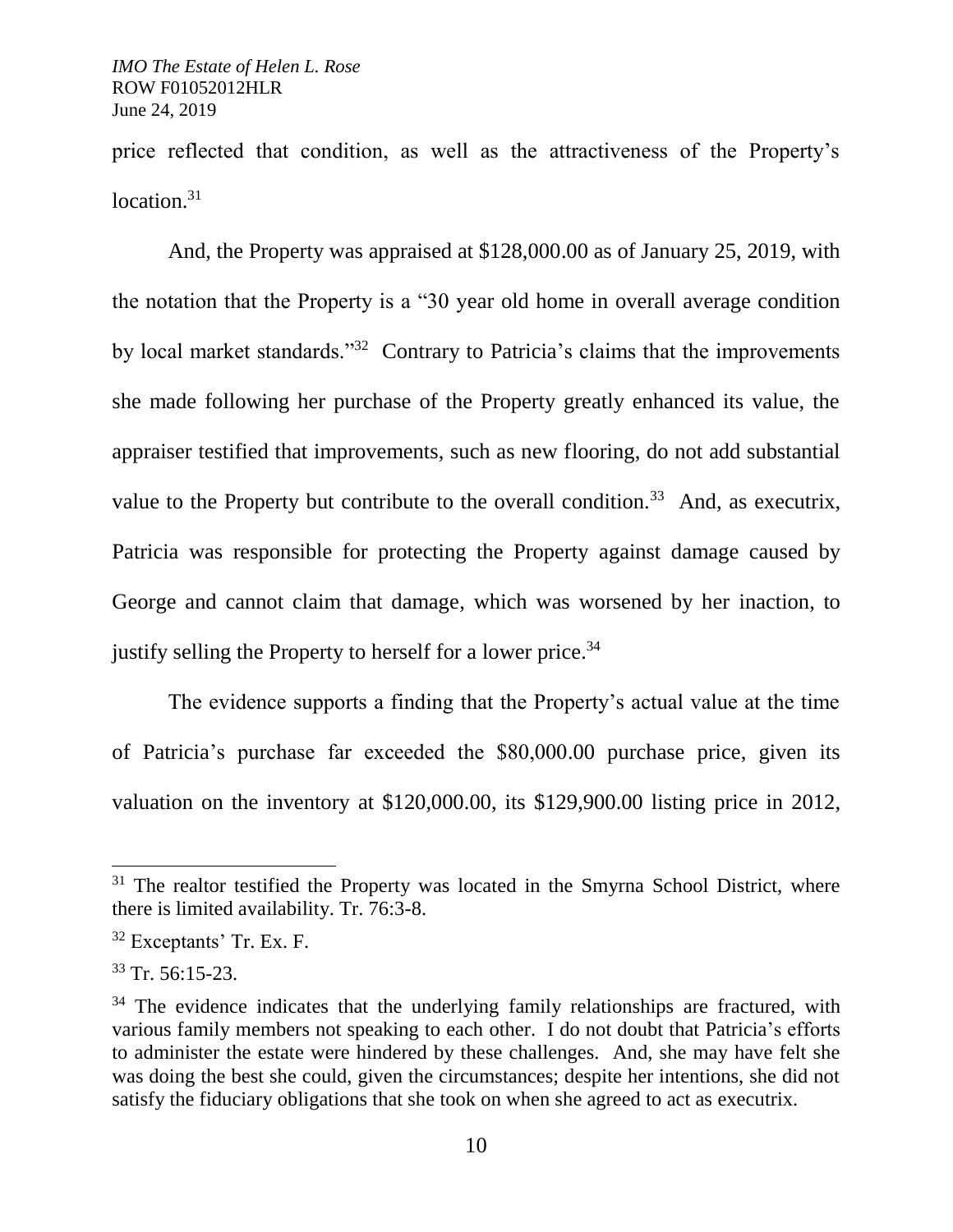price reflected that condition, as well as the attractiveness of the Property's location.[31]

And, the Property was appraised at $128,000.00 as of January 25, 2019, with the notation that the Property is a "30 year old home in overall average condition by local market standards."[32] Contrary to Patricia's claims that the improvements she made following her purchase of the Property greatly enhanced its value, the appraiser testified that improvements, such as new flooring, do not add substantial value to the Property but contribute to the overall condition.[33] And, as executrix, Patricia was responsible for protecting the Property against damage caused by George and cannot claim that damage, which was worsened by her inaction, to justify selling the Property to herself for a lower price.[34]

The evidence supports a finding that the Property's actual value at the time of Patricia's purchase far exceeded the $80,000.00 purchase price, given its valuation on the inventory at $120,000.00, its $129,900.00 listing price in 2012,

---

[31] The realtor testified the Property was located in the Smyrna School District, where there is limited availability. Tr. 76:3-8.

[32] Exceptants' Tr. Ex. F.

[33] Tr. 56:15-23.

[34] The evidence indicates that the underlying family relationships are fractured, with various family members not speaking to each other. I do not doubt that Patricia's efforts to administer the estate were hindered by these challenges. And, she may have felt she was doing the best she could, given the circumstances; despite her intentions, she did not satisfy the fiduciary obligations that she took on when she agreed to act as executrix.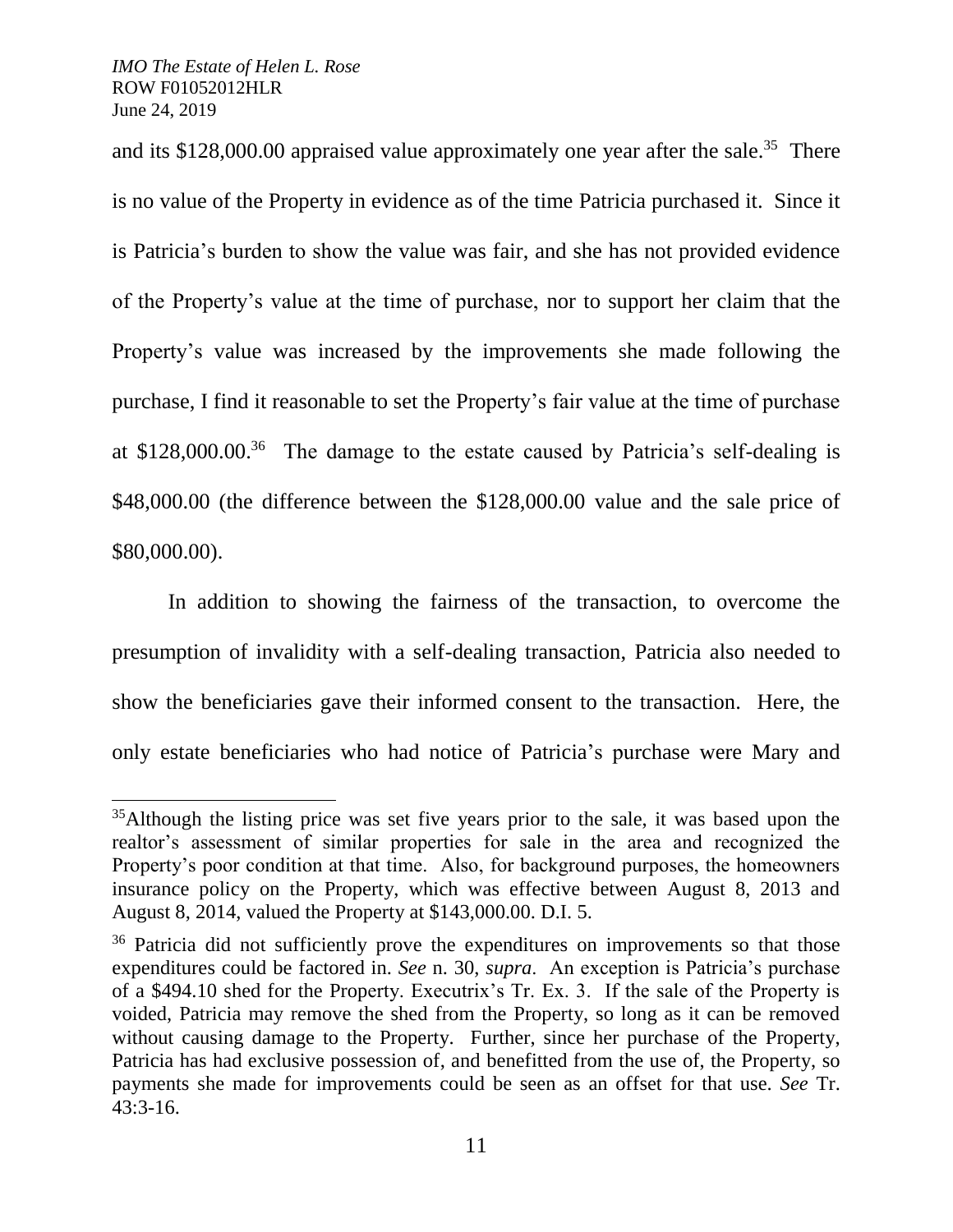and its $128,000.00 appraised value approximately one year after the sale.[35] There is no value of the Property in evidence as of the time Patricia purchased it. Since it is Patricia's burden to show the value was fair, and she has not provided evidence of the Property's value at the time of purchase, nor to support her claim that the Property's value was increased by the improvements she made following the purchase, I find it reasonable to set the Property's fair value at the time of purchase at $128,000.00.[36] The damage to the estate caused by Patricia's self-dealing is $48,000.00 (the difference between the $128,000.00 value and the sale price of $80,000.00).

In addition to showing the fairness of the transaction, to overcome the presumption of invalidity with a self-dealing transaction, Patricia also needed to show the beneficiaries gave their informed consent to the transaction. Here, the only estate beneficiaries who had notice of Patricia's purchase were Mary and

---

[35] Although the listing price was set five years prior to the sale, it was based upon the realtor's assessment of similar properties for sale in the area and recognized the Property's poor condition at that time. Also, for background purposes, the homeowners insurance policy on the Property, which was effective between August 8, 2013 and August 8, 2014, valued the Property at $143,000.00. D.I. 5.

[36] Patricia did not sufficiently prove the expenditures on improvements so that those expenditures could be factored in. *See* n. 30, *supra*. An exception is Patricia's purchase of a $494.10 shed for the Property. Executrix's Tr. Ex. 3. If the sale of the Property is voided, Patricia may remove the shed from the Property, so long as it can be removed without causing damage to the Property. Further, since her purchase of the Property, Patricia has had exclusive possession of, and benefitted from the use of, the Property, so payments she made for improvements could be seen as an offset for that use. *See* Tr. 43:3-16.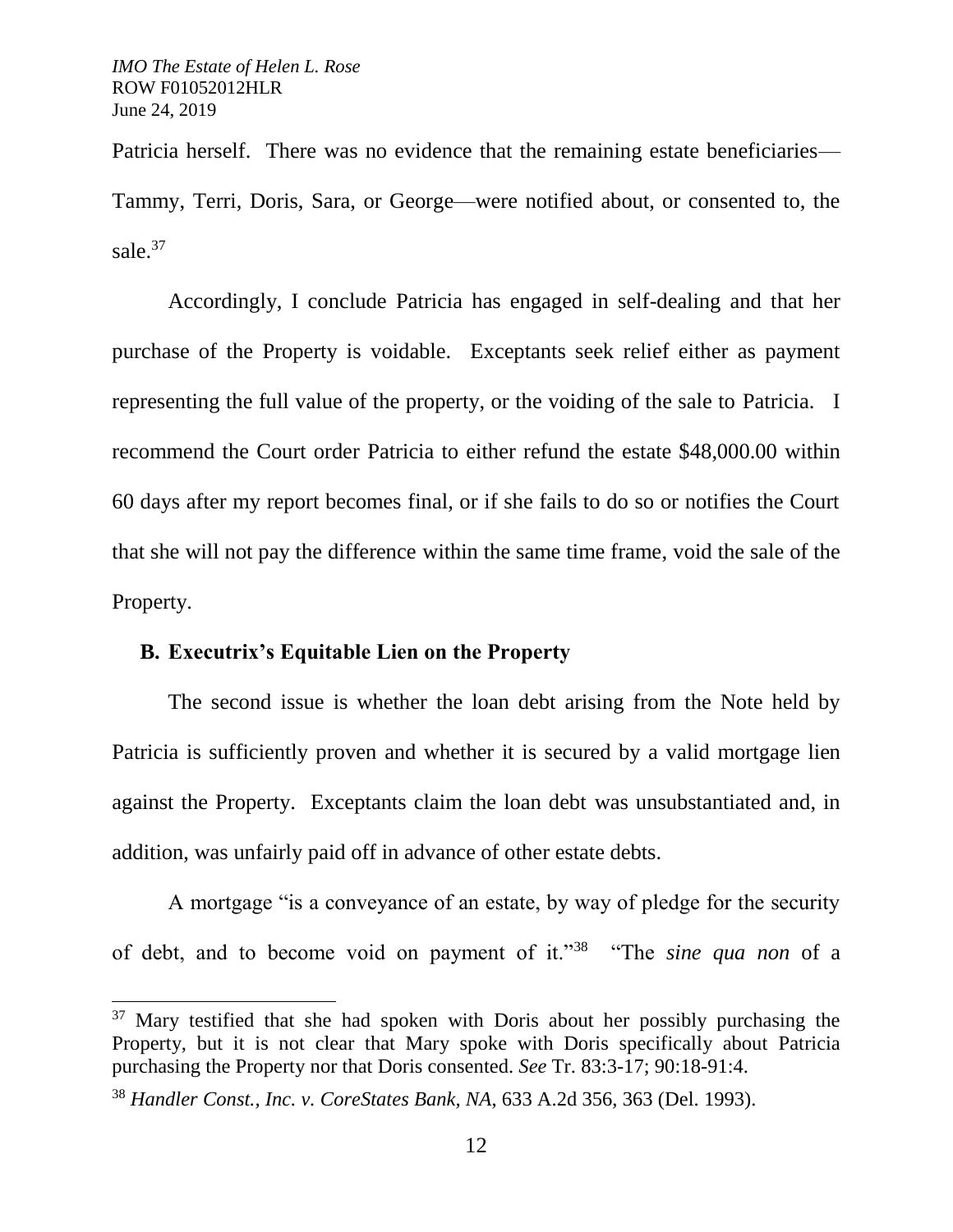Patricia herself. There was no evidence that the remaining estate beneficiaries—Tammy, Terri, Doris, Sara, or George—were notified about, or consented to, the sale.[37]

Accordingly, I conclude Patricia has engaged in self-dealing and that her purchase of the Property is voidable. Exceptants seek relief either as payment representing the full value of the property, or the voiding of the sale to Patricia. I recommend the Court order Patricia to either refund the estate $48,000.00 within 60 days after my report becomes final, or if she fails to do so or notifies the Court that she will not pay the difference within the same time frame, void the sale of the Property.

### B. Executrix's Equitable Lien on the Property

The second issue is whether the loan debt arising from the Note held by Patricia is sufficiently proven and whether it is secured by a valid mortgage lien against the Property. Exceptants claim the loan debt was unsubstantiated and, in addition, was unfairly paid off in advance of other estate debts.

A mortgage "is a conveyance of an estate, by way of pledge for the security of debt, and to become void on payment of it."[38] "The *sine qua non* of a

---

[37] Mary testified that she had spoken with Doris about her possibly purchasing the Property, but it is not clear that Mary spoke with Doris specifically about Patricia purchasing the Property nor that Doris consented. *See* Tr. 83:3-17; 90:18-91:4.

[38] *Handler Const., Inc. v. CoreStates Bank, NA*, 633 A.2d 356, 363 (Del. 1993).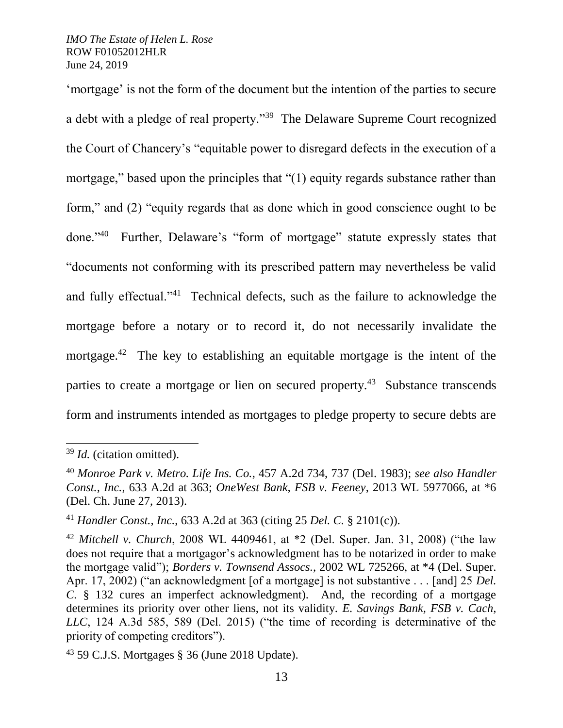'mortgage' is not the form of the document but the intention of the parties to secure a debt with a pledge of real property."[39] The Delaware Supreme Court recognized the Court of Chancery's "equitable power to disregard defects in the execution of a mortgage," based upon the principles that "(1) equity regards substance rather than form," and (2) "equity regards that as done which in good conscience ought to be done."[40] Further, Delaware's "form of mortgage" statute expressly states that "documents not conforming with its prescribed pattern may nevertheless be valid and fully effectual."[41] Technical defects, such as the failure to acknowledge the mortgage before a notary or to record it, do not necessarily invalidate the mortgage.[42] The key to establishing an equitable mortgage is the intent of the parties to create a mortgage or lien on secured property.[43] Substance transcends form and instruments intended as mortgages to pledge property to secure debts are

---

[39] *Id.* (citation omitted).

[40] *Monroe Park v. Metro. Life Ins. Co.*, 457 A.2d 734, 737 (Del. 1983); *see also Handler Const., Inc.*, 633 A.2d at 363; *OneWest Bank, FSB v. Feeney*, 2013 WL 5977066, at *6 (Del. Ch. June 27, 2013).

[41] *Handler Const., Inc.*, 633 A.2d at 363 (citing 25 *Del. C.* § 2101(c)).

[42] *Mitchell v. Church*, 2008 WL 4409461, at *2 (Del. Super. Jan. 31, 2008) ("the law does not require that a mortgagor's acknowledgment has to be notarized in order to make the mortgage valid"); *Borders v. Townsend Assocs.*, 2002 WL 725266, at *4 (Del. Super. Apr. 17, 2002) ("an acknowledgment [of a mortgage] is not substantive . . . [and] 25 *Del. C.* § 132 cures an imperfect acknowledgment). And, the recording of a mortgage determines its priority over other liens, not its validity. *E. Savings Bank, FSB v. Cach, LLC*, 124 A.3d 585, 589 (Del. 2015) ("the time of recording is determinative of the priority of competing creditors").

[43] 59 C.J.S. Mortgages § 36 (June 2018 Update).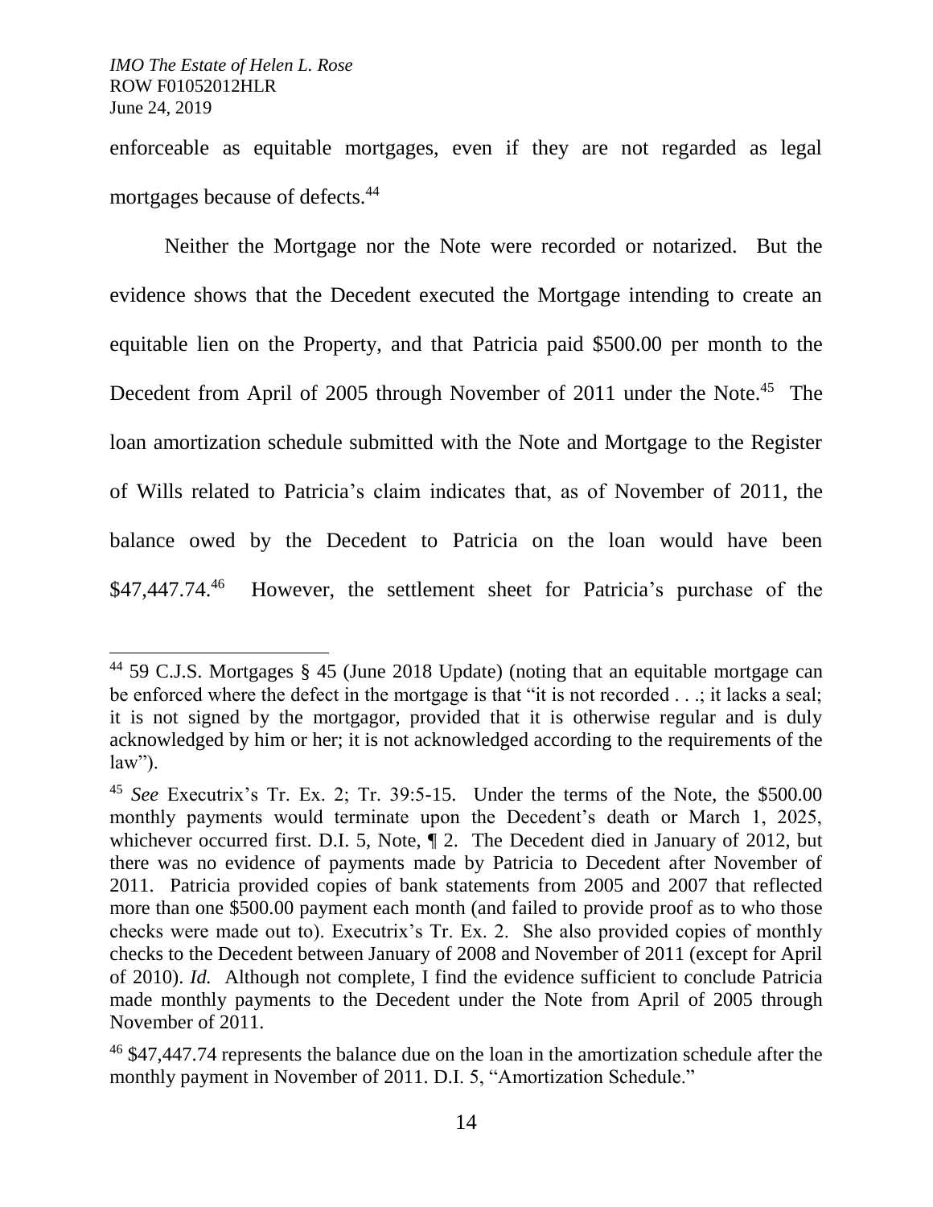enforceable as equitable mortgages, even if they are not regarded as legal mortgages because of defects.[44]

Neither the Mortgage nor the Note were recorded or notarized. But the evidence shows that the Decedent executed the Mortgage intending to create an equitable lien on the Property, and that Patricia paid $500.00 per month to the Decedent from April of 2005 through November of 2011 under the Note.[45] The loan amortization schedule submitted with the Note and Mortgage to the Register of Wills related to Patricia's claim indicates that, as of November of 2011, the balance owed by the Decedent to Patricia on the loan would have been $47,447.74.[46] However, the settlement sheet for Patricia's purchase of the

---

[44] 59 C.J.S. Mortgages § 45 (June 2018 Update) (noting that an equitable mortgage can be enforced where the defect in the mortgage is that "it is not recorded . . .; it lacks a seal; it is not signed by the mortgagor, provided that it is otherwise regular and is duly acknowledged by him or her; it is not acknowledged according to the requirements of the law").

[45] *See* Executrix's Tr. Ex. 2; Tr. 39:5-15. Under the terms of the Note, the $500.00 monthly payments would terminate upon the Decedent's death or March 1, 2025, whichever occurred first. D.I. 5, Note, ¶ 2. The Decedent died in January of 2012, but there was no evidence of payments made by Patricia to Decedent after November of 2011. Patricia provided copies of bank statements from 2005 and 2007 that reflected more than one $500.00 payment each month (and failed to provide proof as to who those checks were made out to). Executrix's Tr. Ex. 2. She also provided copies of monthly checks to the Decedent between January of 2008 and November of 2011 (except for April of 2010). *Id.* Although not complete, I find the evidence sufficient to conclude Patricia made monthly payments to the Decedent under the Note from April of 2005 through November of 2011.

[46] $47,447.74 represents the balance due on the loan in the amortization schedule after the monthly payment in November of 2011. D.I. 5, "Amortization Schedule."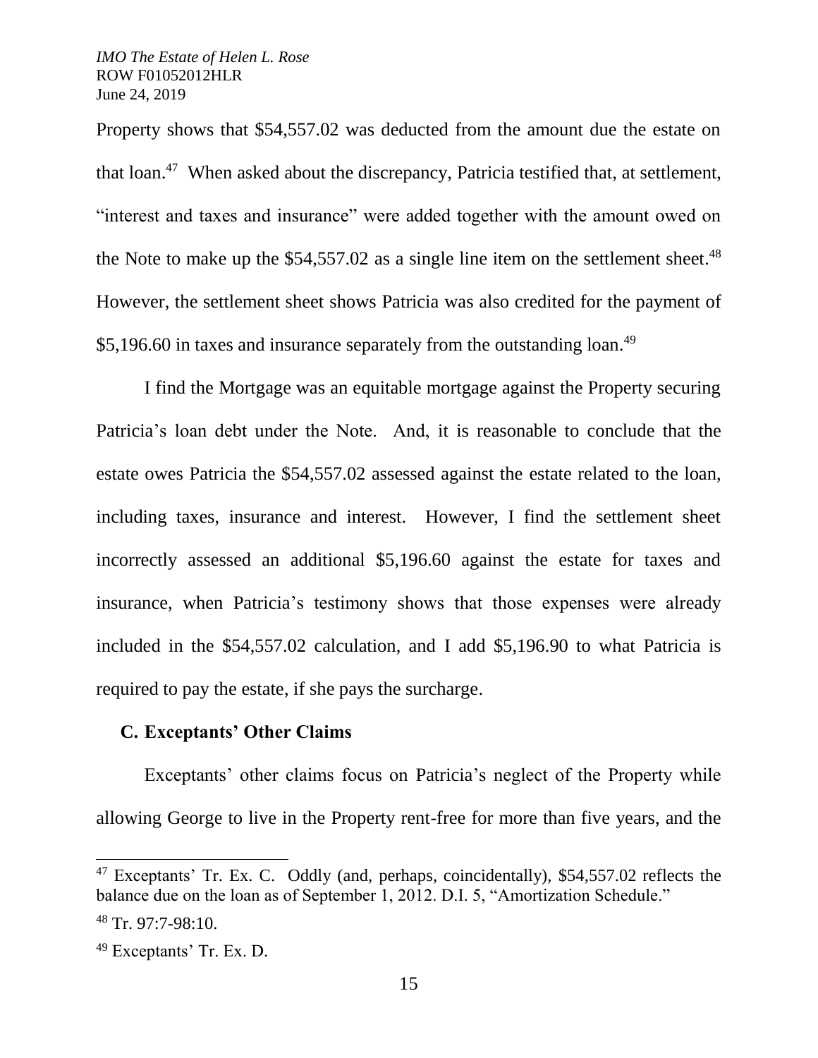Property shows that $54,557.02 was deducted from the amount due the estate on that loan.[47] When asked about the discrepancy, Patricia testified that, at settlement, "interest and taxes and insurance" were added together with the amount owed on the Note to make up the $54,557.02 as a single line item on the settlement sheet.[48] However, the settlement sheet shows Patricia was also credited for the payment of $5,196.60 in taxes and insurance separately from the outstanding loan.[49]

I find the Mortgage was an equitable mortgage against the Property securing Patricia's loan debt under the Note. And, it is reasonable to conclude that the estate owes Patricia the $54,557.02 assessed against the estate related to the loan, including taxes, insurance and interest. However, I find the settlement sheet incorrectly assessed an additional $5,196.60 against the estate for taxes and insurance, when Patricia's testimony shows that those expenses were already included in the $54,557.02 calculation, and I add $5,196.90 to what Patricia is required to pay the estate, if she pays the surcharge.

### C. Exceptants' Other Claims

Exceptants' other claims focus on Patricia's neglect of the Property while allowing George to live in the Property rent-free for more than five years, and the

---

[47] Exceptants' Tr. Ex. C. Oddly (and, perhaps, coincidentally), $54,557.02 reflects the balance due on the loan as of September 1, 2012. D.I. 5, "Amortization Schedule."

[48] Tr. 97:7-98:10.

[49] Exceptants' Tr. Ex. D.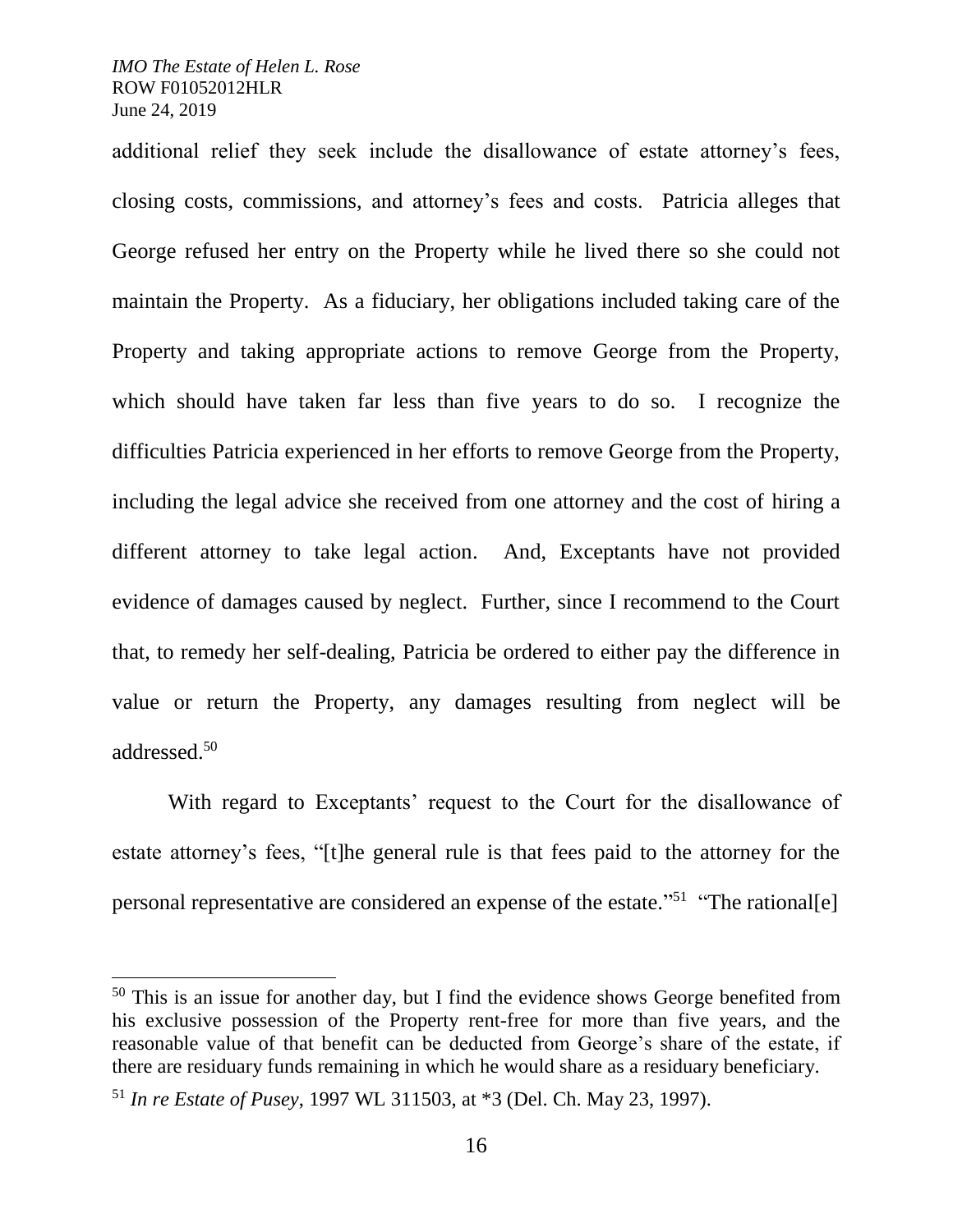additional relief they seek include the disallowance of estate attorney's fees, closing costs, commissions, and attorney's fees and costs. Patricia alleges that George refused her entry on the Property while he lived there so she could not maintain the Property. As a fiduciary, her obligations included taking care of the Property and taking appropriate actions to remove George from the Property, which should have taken far less than five years to do so. I recognize the difficulties Patricia experienced in her efforts to remove George from the Property, including the legal advice she received from one attorney and the cost of hiring a different attorney to take legal action. And, Exceptants have not provided evidence of damages caused by neglect. Further, since I recommend to the Court that, to remedy her self-dealing, Patricia be ordered to either pay the difference in value or return the Property, any damages resulting from neglect will be addressed.[50]

With regard to Exceptants' request to the Court for the disallowance of estate attorney's fees, "[t]he general rule is that fees paid to the attorney for the personal representative are considered an expense of the estate."[51] "The rational[e]

[50] This is an issue for another day, but I find the evidence shows George benefited from his exclusive possession of the Property rent-free for more than five years, and the reasonable value of that benefit can be deducted from George's share of the estate, if there are residuary funds remaining in which he would share as a residuary beneficiary.

[51] *In re Estate of Pusey*, 1997 WL 311503, at *3 (Del. Ch. May 23, 1997).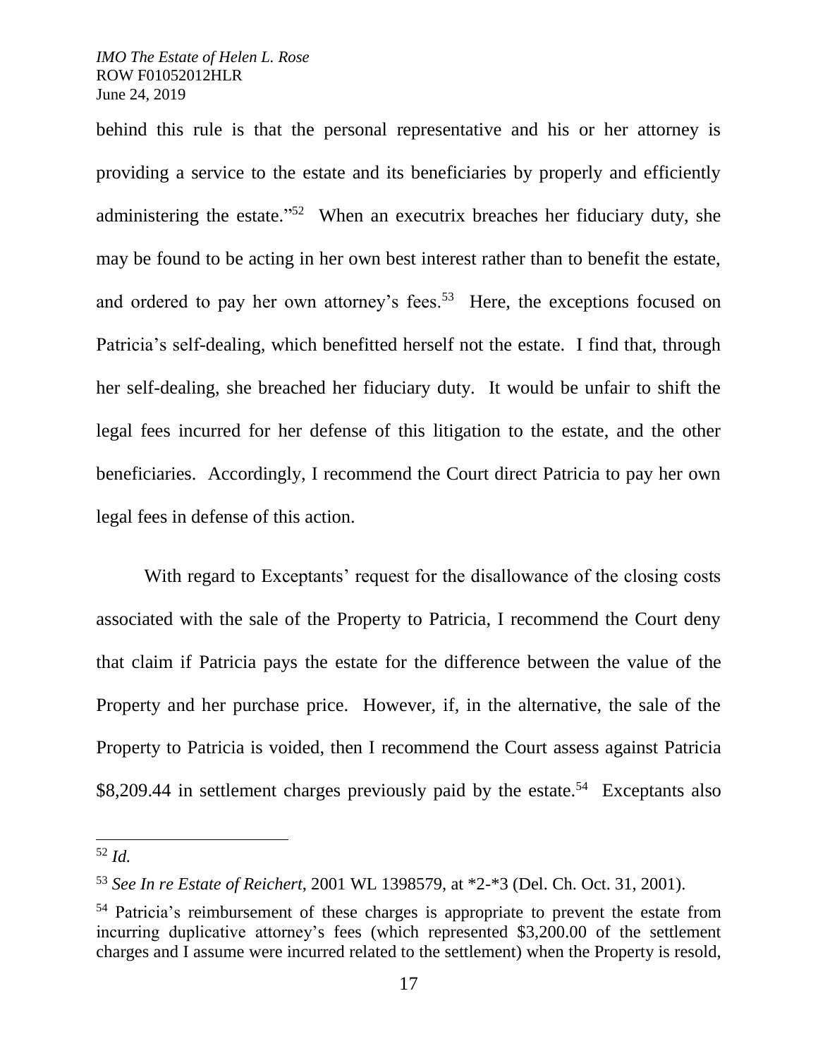behind this rule is that the personal representative and his or her attorney is providing a service to the estate and its beneficiaries by properly and efficiently administering the estate."[52] When an executrix breaches her fiduciary duty, she may be found to be acting in her own best interest rather than to benefit the estate, and ordered to pay her own attorney's fees.[53] Here, the exceptions focused on Patricia's self-dealing, which benefitted herself not the estate. I find that, through her self-dealing, she breached her fiduciary duty. It would be unfair to shift the legal fees incurred for her defense of this litigation to the estate, and the other beneficiaries. Accordingly, I recommend the Court direct Patricia to pay her own legal fees in defense of this action.

With regard to Exceptants' request for the disallowance of the closing costs associated with the sale of the Property to Patricia, I recommend the Court deny that claim if Patricia pays the estate for the difference between the value of the Property and her purchase price. However, if, in the alternative, the sale of the Property to Patricia is voided, then I recommend the Court assess against Patricia $8,209.44 in settlement charges previously paid by the estate.[54] Exceptants also

---

[52] *Id.*

[53] *See In re Estate of Reichert*, 2001 WL 1398579, at *2-*3 (Del. Ch. Oct. 31, 2001).

[54] Patricia's reimbursement of these charges is appropriate to prevent the estate from incurring duplicative attorney's fees (which represented $3,200.00 of the settlement charges and I assume were incurred related to the settlement) when the Property is resold,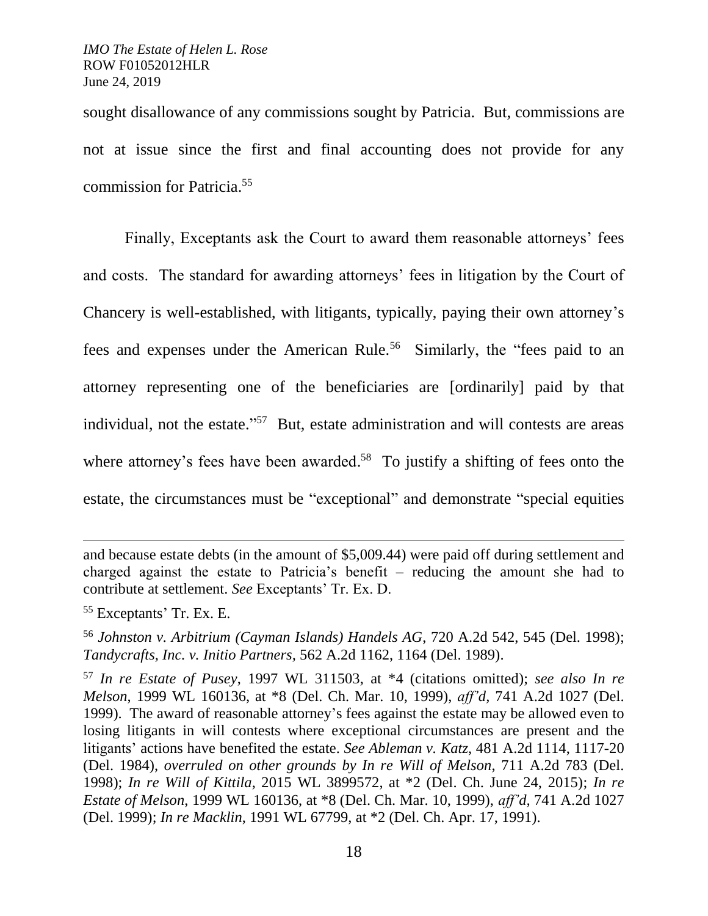sought disallowance of any commissions sought by Patricia. But, commissions are not at issue since the first and final accounting does not provide for any commission for Patricia.[55]

Finally, Exceptants ask the Court to award them reasonable attorneys' fees and costs. The standard for awarding attorneys' fees in litigation by the Court of Chancery is well-established, with litigants, typically, paying their own attorney's fees and expenses under the American Rule.[56] Similarly, the "fees paid to an attorney representing one of the beneficiaries are [ordinarily] paid by that individual, not the estate."[57] But, estate administration and will contests are areas where attorney's fees have been awarded.[58] To justify a shifting of fees onto the estate, the circumstances must be "exceptional" and demonstrate "special equities

---

and because estate debts (in the amount of $5,009.44) were paid off during settlement and charged against the estate to Patricia's benefit – reducing the amount she had to contribute at settlement. *See* Exceptants' Tr. Ex. D.

[55] Exceptants' Tr. Ex. E.

[56] *Johnston v. Arbitrium (Cayman Islands) Handels AG*, 720 A.2d 542, 545 (Del. 1998); *Tandycrafts, Inc. v. Initio Partners*, 562 A.2d 1162, 1164 (Del. 1989).

[57] *In re Estate of Pusey*, 1997 WL 311503, at *4 (citations omitted); *see also In re Melson*, 1999 WL 160136, at *8 (Del. Ch. Mar. 10, 1999), *aff'd*, 741 A.2d 1027 (Del. 1999). The award of reasonable attorney's fees against the estate may be allowed even to losing litigants in will contests where exceptional circumstances are present and the litigants' actions have benefited the estate. *See Ableman v. Katz*, 481 A.2d 1114, 1117-20 (Del. 1984), *overruled on other grounds by In re Will of Melson*, 711 A.2d 783 (Del. 1998); *In re Will of Kittila*, 2015 WL 3899572, at *2 (Del. Ch. June 24, 2015); *In re Estate of Melson*, 1999 WL 160136, at *8 (Del. Ch. Mar. 10, 1999), *aff'd*, 741 A.2d 1027 (Del. 1999); *In re Macklin*, 1991 WL 67799, at *2 (Del. Ch. Apr. 17, 1991).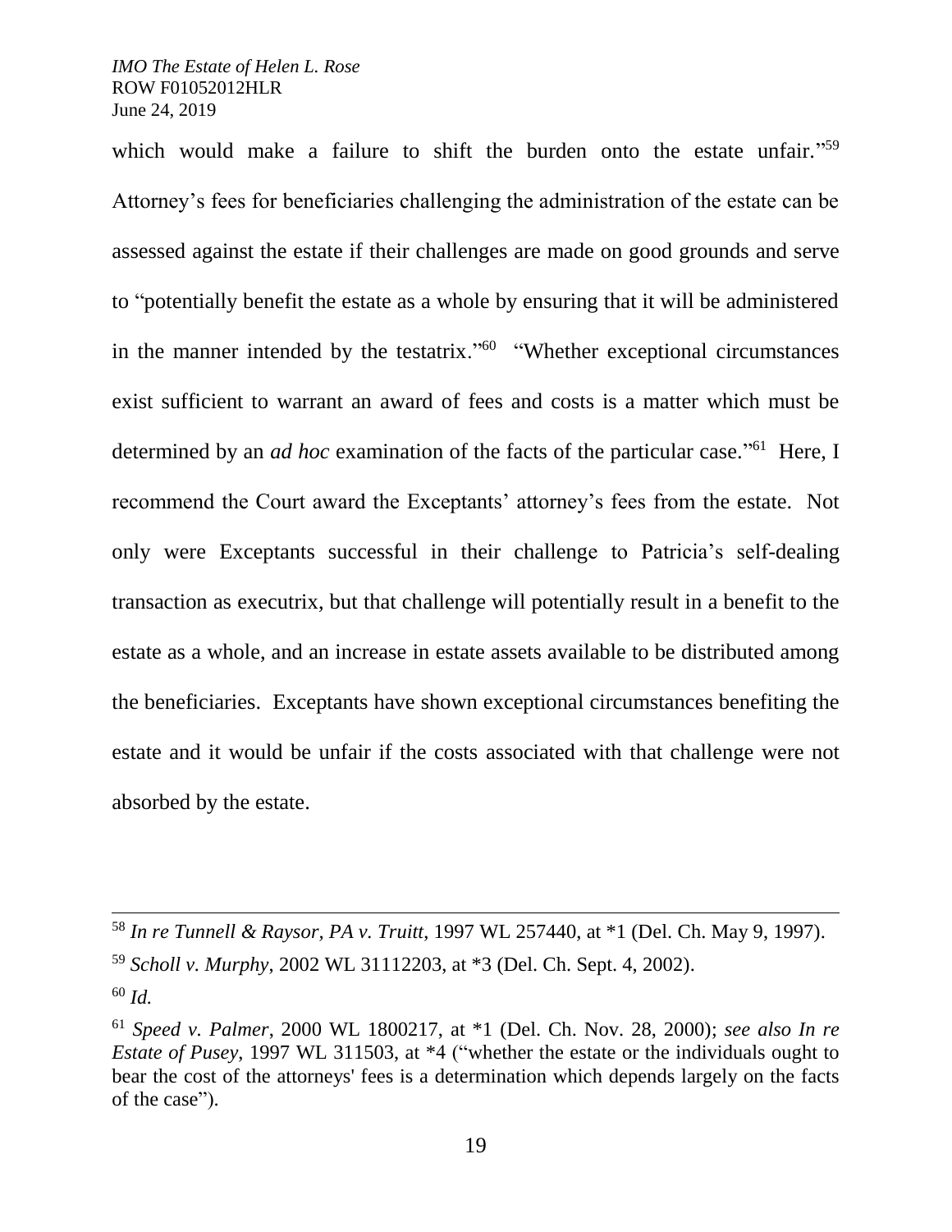which would make a failure to shift the burden onto the estate unfair."[59] Attorney's fees for beneficiaries challenging the administration of the estate can be assessed against the estate if their challenges are made on good grounds and serve to "potentially benefit the estate as a whole by ensuring that it will be administered in the manner intended by the testatrix."[60] "Whether exceptional circumstances exist sufficient to warrant an award of fees and costs is a matter which must be determined by an *ad hoc* examination of the facts of the particular case."[61] Here, I recommend the Court award the Exceptants' attorney's fees from the estate. Not only were Exceptants successful in their challenge to Patricia's self-dealing transaction as executrix, but that challenge will potentially result in a benefit to the estate as a whole, and an increase in estate assets available to be distributed among the beneficiaries. Exceptants have shown exceptional circumstances benefiting the estate and it would be unfair if the costs associated with that challenge were not absorbed by the estate.

---

[58] *In re Tunnell & Raysor, PA v. Truitt*, 1997 WL 257440, at *1 (Del. Ch. May 9, 1997).

[59] *Scholl v. Murphy*, 2002 WL 31112203, at *3 (Del. Ch. Sept. 4, 2002).

[60] *Id.*

[61] *Speed v. Palmer*, 2000 WL 1800217, at *1 (Del. Ch. Nov. 28, 2000); *see also In re Estate of Pusey*, 1997 WL 311503, at *4 ("whether the estate or the individuals ought to bear the cost of the attorneys' fees is a determination which depends largely on the facts of the case").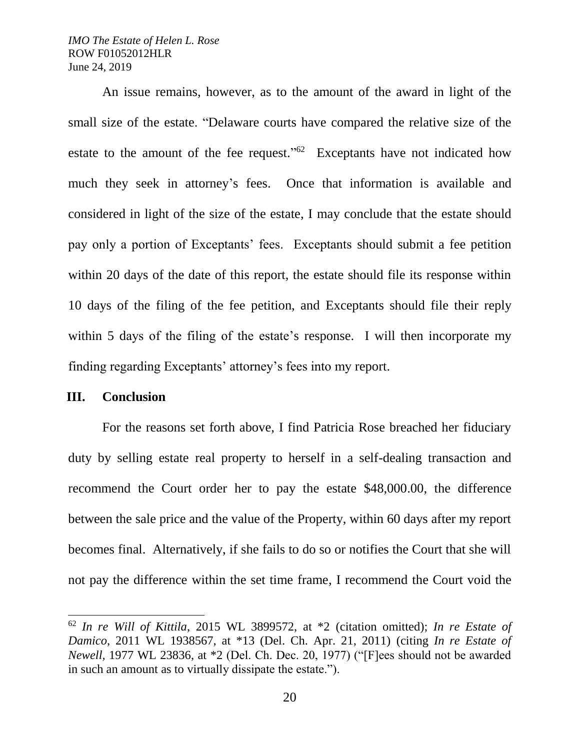An issue remains, however, as to the amount of the award in light of the small size of the estate. "Delaware courts have compared the relative size of the estate to the amount of the fee request."[62] Exceptants have not indicated how much they seek in attorney's fees. Once that information is available and considered in light of the size of the estate, I may conclude that the estate should pay only a portion of Exceptants' fees. Exceptants should submit a fee petition within 20 days of the date of this report, the estate should file its response within 10 days of the filing of the fee petition, and Exceptants should file their reply within 5 days of the filing of the estate's response. I will then incorporate my finding regarding Exceptants' attorney's fees into my report.

## III. Conclusion

For the reasons set forth above, I find Patricia Rose breached her fiduciary duty by selling estate real property to herself in a self-dealing transaction and recommend the Court order her to pay the estate $48,000.00, the difference between the sale price and the value of the Property, within 60 days after my report becomes final. Alternatively, if she fails to do so or notifies the Court that she will not pay the difference within the set time frame, I recommend the Court void the

---

[62] *In re Will of Kittila*, 2015 WL 3899572, at *2 (citation omitted); *In re Estate of Damico*, 2011 WL 1938567, at *13 (Del. Ch. Apr. 21, 2011) (citing *In re Estate of Newell*, 1977 WL 23836, at *2 (Del. Ch. Dec. 20, 1977) ("[F]ees should not be awarded in such an amount as to virtually dissipate the estate.").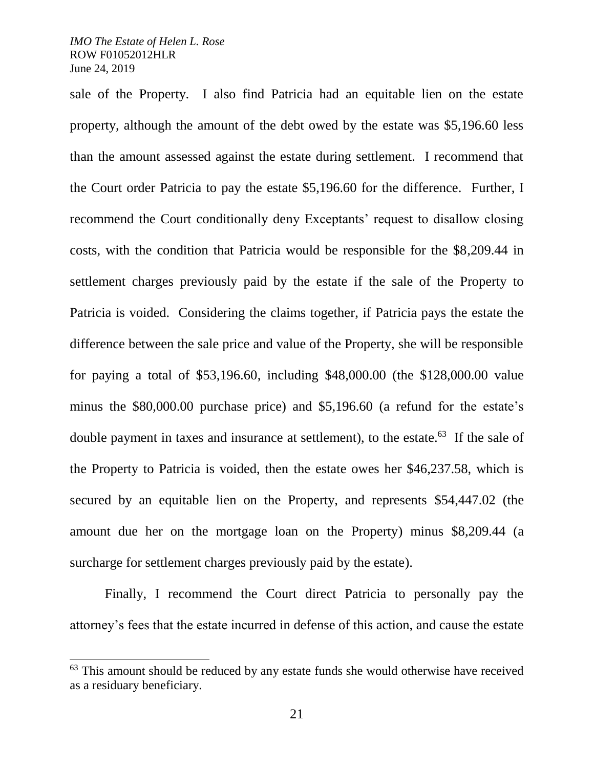sale of the Property. I also find Patricia had an equitable lien on the estate property, although the amount of the debt owed by the estate was $5,196.60 less than the amount assessed against the estate during settlement. I recommend that the Court order Patricia to pay the estate $5,196.60 for the difference. Further, I recommend the Court conditionally deny Exceptants' request to disallow closing costs, with the condition that Patricia would be responsible for the $8,209.44 in settlement charges previously paid by the estate if the sale of the Property to Patricia is voided. Considering the claims together, if Patricia pays the estate the difference between the sale price and value of the Property, she will be responsible for paying a total of $53,196.60, including $48,000.00 (the $128,000.00 value minus the $80,000.00 purchase price) and $5,196.60 (a refund for the estate's double payment in taxes and insurance at settlement), to the estate.[63] If the sale of the Property to Patricia is voided, then the estate owes her $46,237.58, which is secured by an equitable lien on the Property, and represents $54,447.02 (the amount due her on the mortgage loan on the Property) minus $8,209.44 (a surcharge for settlement charges previously paid by the estate).

Finally, I recommend the Court direct Patricia to personally pay the attorney's fees that the estate incurred in defense of this action, and cause the estate

[63] This amount should be reduced by any estate funds she would otherwise have received as a residuary beneficiary.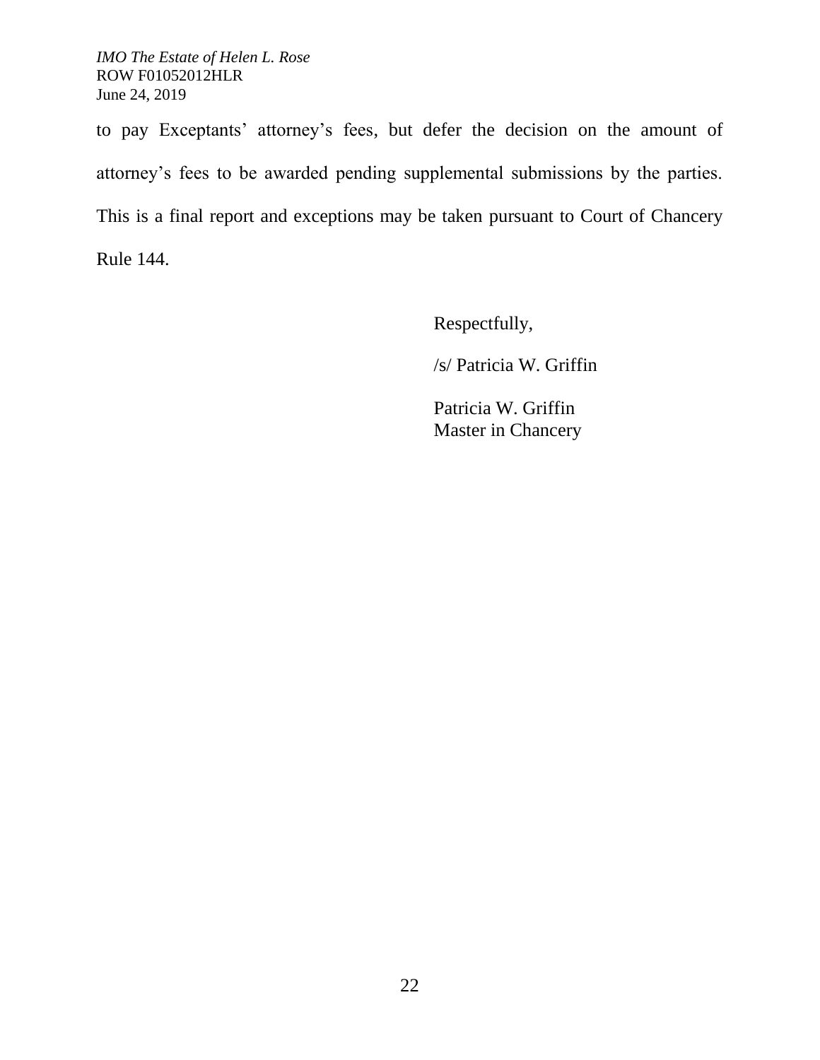to pay Exceptants' attorney's fees, but defer the decision on the amount of attorney's fees to be awarded pending supplemental submissions by the parties. This is a final report and exceptions may be taken pursuant to Court of Chancery Rule 144.

Respectfully,

/s/ Patricia W. Griffin

Patricia W. Griffin
Master in Chancery